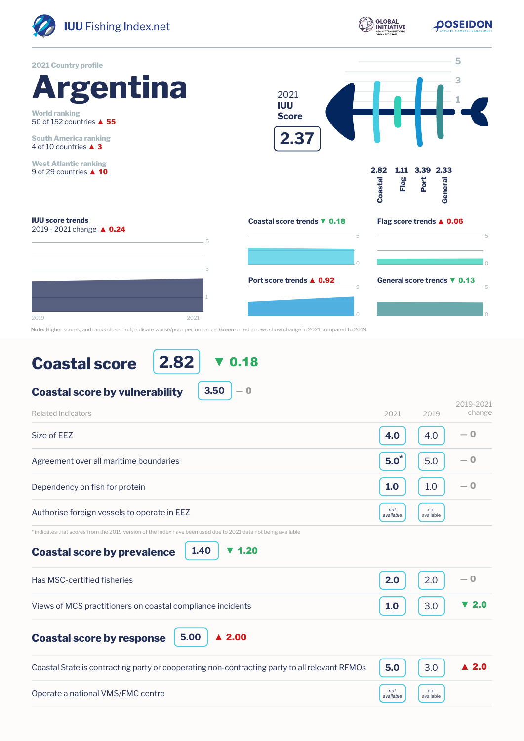IUU Fishing Index.net

GLOBAL INITIATIVE AGAINST TRANSNATIONAL ORGANIZED CRIME

POSEIDON AQUATIC RESOURCE MANAGEMENT

2021 Country profile

# Argentina

**World ranking**
50 of 152 countries ▲ 55

**South America ranking**
4 of 10 countries ▲ 3

**West Atlantic ranking**
9 of 29 countries ▲ 10

**2021 IUU Score**

**2.37**

| Coastal | Flag | Port | General |
|---|---|---|---|
| 2.82 | 1.11 | 3.39 | 2.33 |

**IUU score trends**
2019 - 2021 change ▲ 0.24

**Coastal score trends** ▼ 0.18

**Flag score trends** ▲ 0.06

**Port score trends** ▲ 0.92

**General score trends** ▼ 0.13

**Note:** Higher scores, and ranks closer to 1, indicate worse/poor performance. Green or red arrows show change in 2021 compared to 2019.

## Coastal score 2.82 ▼ 0.18

### Coastal score by vulnerability 3.50 — 0

| Related Indicators | 2021 | 2019 | 2019-2021 change |
|---|---|---|---|
| Size of EEZ | 4.0 | 4.0 | — 0 |
| Agreement over all maritime boundaries | 5.0* | 5.0 | — 0 |
| Dependency on fish for protein | 1.0 | 1.0 | — 0 |
| Authorise foreign vessels to operate in EEZ | not available | not available | |

* indicates that scores from the 2019 version of the Index have been used due to 2021 data not being available

### Coastal score by prevalence 1.40 ▼ 1.20

| Related Indicators | 2021 | 2019 | 2019-2021 change |
|---|---|---|---|
| Has MSC-certified fisheries | 2.0 | 2.0 | — 0 |
| Views of MCS practitioners on coastal compliance incidents | 1.0 | 3.0 | ▼ 2.0 |

### Coastal score by response 5.00 ▲ 2.00

| Related Indicators | 2021 | 2019 | 2019-2021 change |
|---|---|---|---|
| Coastal State is contracting party or cooperating non-contracting party to all relevant RFMOs | 5.0 | 3.0 | ▲ 2.0 |
| Operate a national VMS/FMC centre | not available | not available | |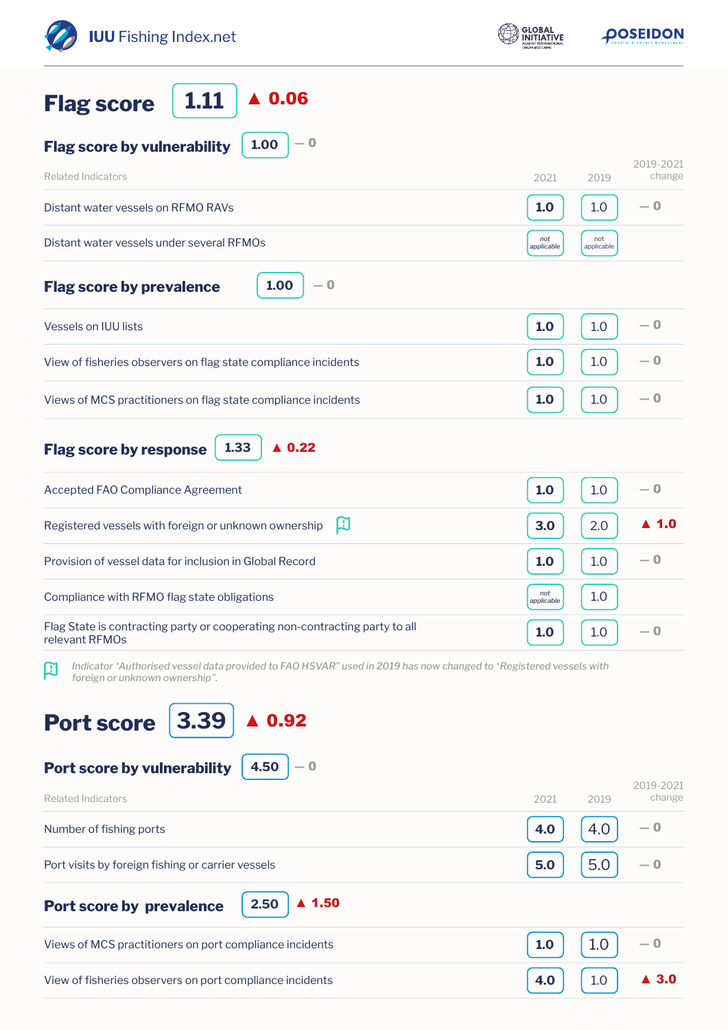## Flag score 1.11 ▲ 0.06

### Flag score by vulnerability 1.00 — 0

| Related Indicators | 2021 | 2019 | 2019-2021 change |
|---|---|---|---|
| Distant water vessels on RFMO RAVs | 1.0 | 1.0 | — 0 |
| Distant water vessels under several RFMOs | not applicable | not applicable | |

### Flag score by prevalence 1.00 — 0

| Related Indicators | 2021 | 2019 | 2019-2021 change |
|---|---|---|---|
| Vessels on IUU lists | 1.0 | 1.0 | — 0 |
| View of fisheries observers on flag state compliance incidents | 1.0 | 1.0 | — 0 |
| Views of MCS practitioners on flag state compliance incidents | 1.0 | 1.0 | — 0 |

### Flag score by response 1.33 ▲ 0.22

| Related Indicators | 2021 | 2019 | 2019-2021 change |
|---|---|---|---|
| Accepted FAO Compliance Agreement | 1.0 | 1.0 | — 0 |
| Registered vessels with foreign or unknown ownership | 3.0 | 2.0 | ▲ 1.0 |
| Provision of vessel data for inclusion in Global Record | 1.0 | 1.0 | — 0 |
| Compliance with RFMO flag state obligations | not applicable | 1.0 | |
| Flag State is contracting party or cooperating non-contracting party to all relevant RFMOs | 1.0 | 1.0 | — 0 |

*Indicator 'Authorised vessel data provided to FAO HSVAR" used in 2019 has now changed to 'Registered vessels with foreign or unknown ownership".*

## Port score 3.39 ▲ 0.92

### Port score by vulnerability 4.50 — 0

| Related Indicators | 2021 | 2019 | 2019-2021 change |
|---|---|---|---|
| Number of fishing ports | 4.0 | 4.0 | — 0 |
| Port visits by foreign fishing or carrier vessels | 5.0 | 5.0 | — 0 |

### Port score by prevalence 2.50 ▲ 1.50

| Related Indicators | 2021 | 2019 | 2019-2021 change |
|---|---|---|---|
| Views of MCS practitioners on port compliance incidents | 1.0 | 1.0 | — 0 |
| View of fisheries observers on port compliance incidents | 4.0 | 1.0 | ▲ 3.0 |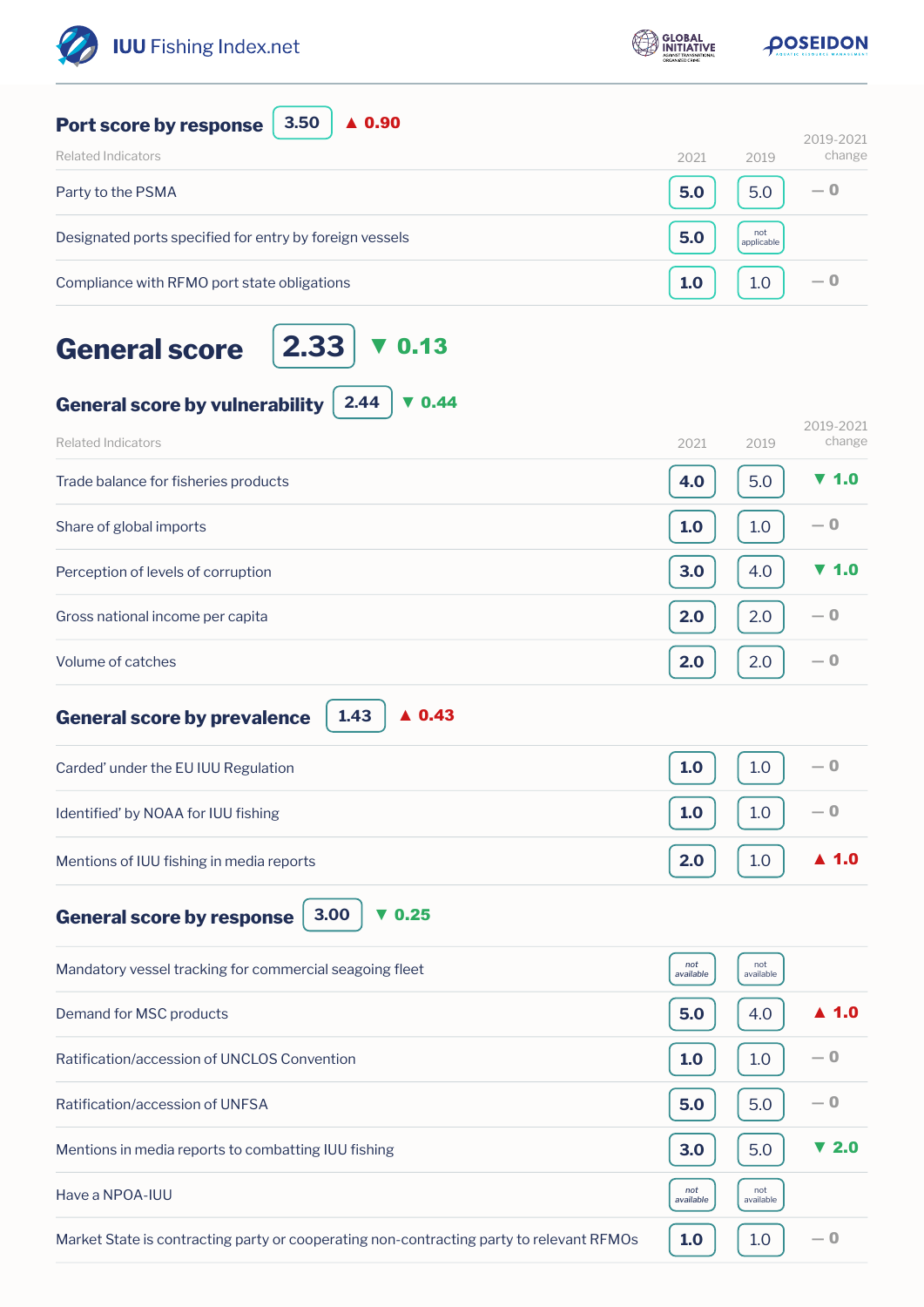## Port score by response 3.50 ▲ 0.90

| Related Indicators | 2021 | 2019 | 2019-2021 change |
|---|---|---|---|
| Party to the PSMA | 5.0 | 5.0 | — 0 |
| Designated ports specified for entry by foreign vessels | 5.0 | not applicable | |
| Compliance with RFMO port state obligations | 1.0 | 1.0 | — 0 |

# General score 2.33 ▼ 0.13

## General score by vulnerability 2.44 ▼ 0.44

| Related Indicators | 2021 | 2019 | 2019-2021 change |
|---|---|---|---|
| Trade balance for fisheries products | 4.0 | 5.0 | ▼ 1.0 |
| Share of global imports | 1.0 | 1.0 | — 0 |
| Perception of levels of corruption | 3.0 | 4.0 | ▼ 1.0 |
| Gross national income per capita | 2.0 | 2.0 | — 0 |
| Volume of catches | 2.0 | 2.0 | — 0 |

## General score by prevalence 1.43 ▲ 0.43

| | | | |
|---|---|---|---|
| Carded' under the EU IUU Regulation | 1.0 | 1.0 | — 0 |
| Identified' by NOAA for IUU fishing | 1.0 | 1.0 | — 0 |
| Mentions of IUU fishing in media reports | 2.0 | 1.0 | ▲ 1.0 |

## General score by response 3.00 ▼ 0.25

| | | | |
|---|---|---|---|
| Mandatory vessel tracking for commercial seagoing fleet | not available | not available | |
| Demand for MSC products | 5.0 | 4.0 | ▲ 1.0 |
| Ratification/accession of UNCLOS Convention | 1.0 | 1.0 | — 0 |
| Ratification/accession of UNFSA | 5.0 | 5.0 | — 0 |
| Mentions in media reports to combatting IUU fishing | 3.0 | 5.0 | ▼ 2.0 |
| Have a NPOA-IUU | not available | not available | |
| Market State is contracting party or cooperating non-contracting party to relevant RFMOs | 1.0 | 1.0 | — 0 |